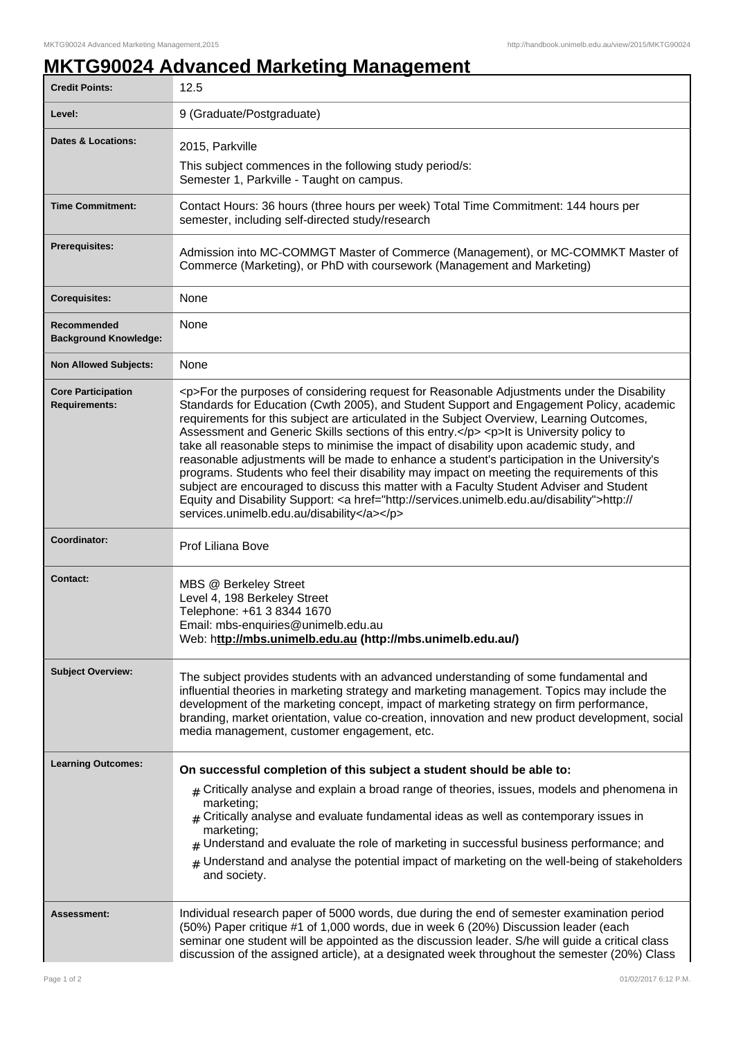# MKTG90024 Advanced Marketing Management

| | |
|---|---|
| **Credit Points:** | 12.5 |
| **Level:** | 9 (Graduate/Postgraduate) |
| **Dates & Locations:** | 2015, Parkville<br>This subject commences in the following study period/s:<br>Semester 1, Parkville - Taught on campus. |
| **Time Commitment:** | Contact Hours: 36 hours (three hours per week) Total Time Commitment: 144 hours per semester, including self-directed study/research |
| **Prerequisites:** | Admission into MC-COMMGT Master of Commerce (Management), or MC-COMMKT Master of Commerce (Marketing), or PhD with coursework (Management and Marketing) |
| **Corequisites:** | None |
| **Recommended Background Knowledge:** | None |
| **Non Allowed Subjects:** | None |
| **Core Participation Requirements:** | <p>For the purposes of considering request for Reasonable Adjustments under the Disability Standards for Education (Cwth 2005), and Student Support and Engagement Policy, academic requirements for this subject are articulated in the Subject Overview, Learning Outcomes, Assessment and Generic Skills sections of this entry.</p> <p>It is University policy to take all reasonable steps to minimise the impact of disability upon academic study, and reasonable adjustments will be made to enhance a student's participation in the University's programs. Students who feel their disability may impact on meeting the requirements of this subject are encouraged to discuss this matter with a Faculty Student Adviser and Student Equity and Disability Support: <a href="http://services.unimelb.edu.au/disability">http://services.unimelb.edu.au/disability</a></p> |
| **Coordinator:** | Prof Liliana Bove |
| **Contact:** | MBS @ Berkeley Street<br>Level 4, 198 Berkeley Street<br>Telephone: +61 3 8344 1670<br>Email: mbs-enquiries@unimelb.edu.au<br>Web: h**ttp://mbs.unimelb.edu.au (http://mbs.unimelb.edu.au/)** |
| **Subject Overview:** | The subject provides students with an advanced understanding of some fundamental and influential theories in marketing strategy and marketing management. Topics may include the development of the marketing concept, impact of marketing strategy on firm performance, branding, market orientation, value co-creation, innovation and new product development, social media management, customer engagement, etc. |
| **Learning Outcomes:** | **On successful completion of this subject a student should be able to:**<br># Critically analyse and explain a broad range of theories, issues, models and phenomena in marketing;<br># Critically analyse and evaluate fundamental ideas as well as contemporary issues in marketing;<br># Understand and evaluate the role of marketing in successful business performance; and<br># Understand and analyse the potential impact of marketing on the well-being of stakeholders and society. |
| **Assessment:** | Individual research paper of 5000 words, due during the end of semester examination period (50%) Paper critique #1 of 1,000 words, due in week 6 (20%) Discussion leader (each seminar one student will be appointed as the discussion leader. S/he will guide a critical class discussion of the assigned article), at a designated week throughout the semester (20%) Class |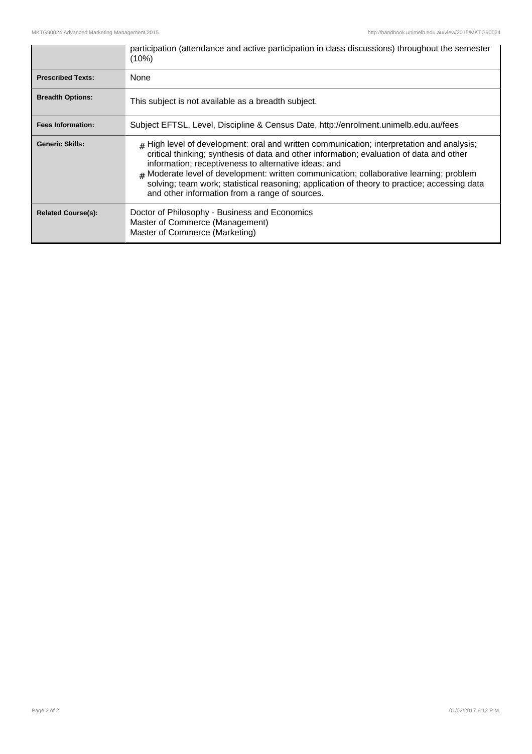| | |
|---|---|
| | participation (attendance and active participation in class discussions) throughout the semester (10%) |
| **Prescribed Texts:** | None |
| **Breadth Options:** | This subject is not available as a breadth subject. |
| **Fees Information:** | Subject EFTSL, Level, Discipline & Census Date, http://enrolment.unimelb.edu.au/fees |
| **Generic Skills:** | # High level of development: oral and written communication; interpretation and analysis; critical thinking; synthesis of data and other information; evaluation of data and other information; receptiveness to alternative ideas; and<br># Moderate level of development: written communication; collaborative learning; problem solving; team work; statistical reasoning; application of theory to practice; accessing data and other information from a range of sources. |
| **Related Course(s):** | Doctor of Philosophy - Business and Economics<br>Master of Commerce (Management)<br>Master of Commerce (Marketing) |